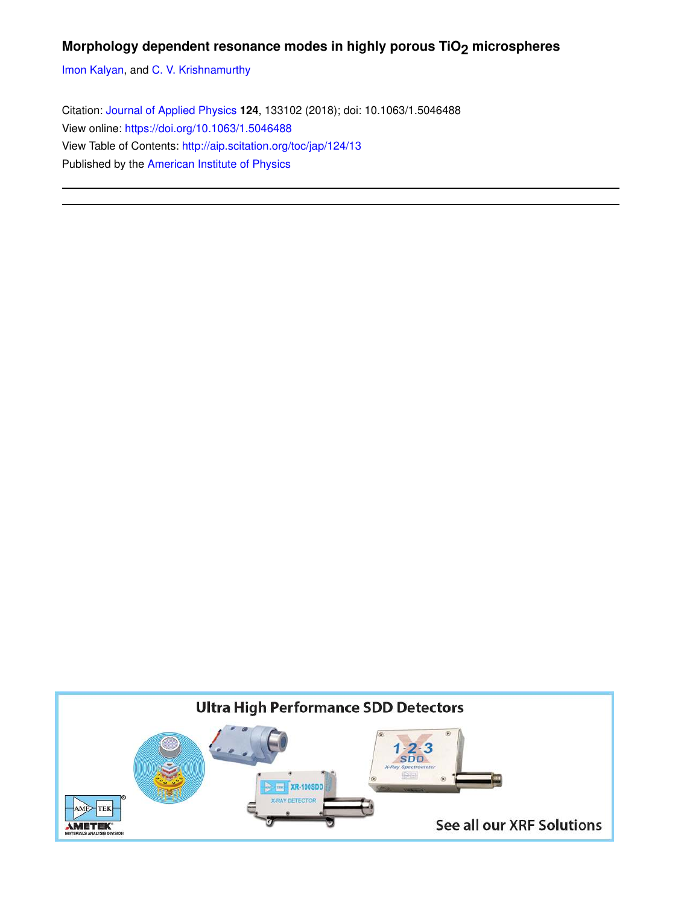**Morphology dependent resonance modes in highly porous $TiO_2$ microspheres**

Imon Kalyan, and C. V. Krishnamurthy

Citation: Journal of Applied Physics **124**, 133102 (2018); doi: 10.1063/1.5046488

View online: https://doi.org/10.1063/1.5046488

View Table of Contents: http://aip.scitation.org/toc/jap/124/13

Published by the American Institute of Physics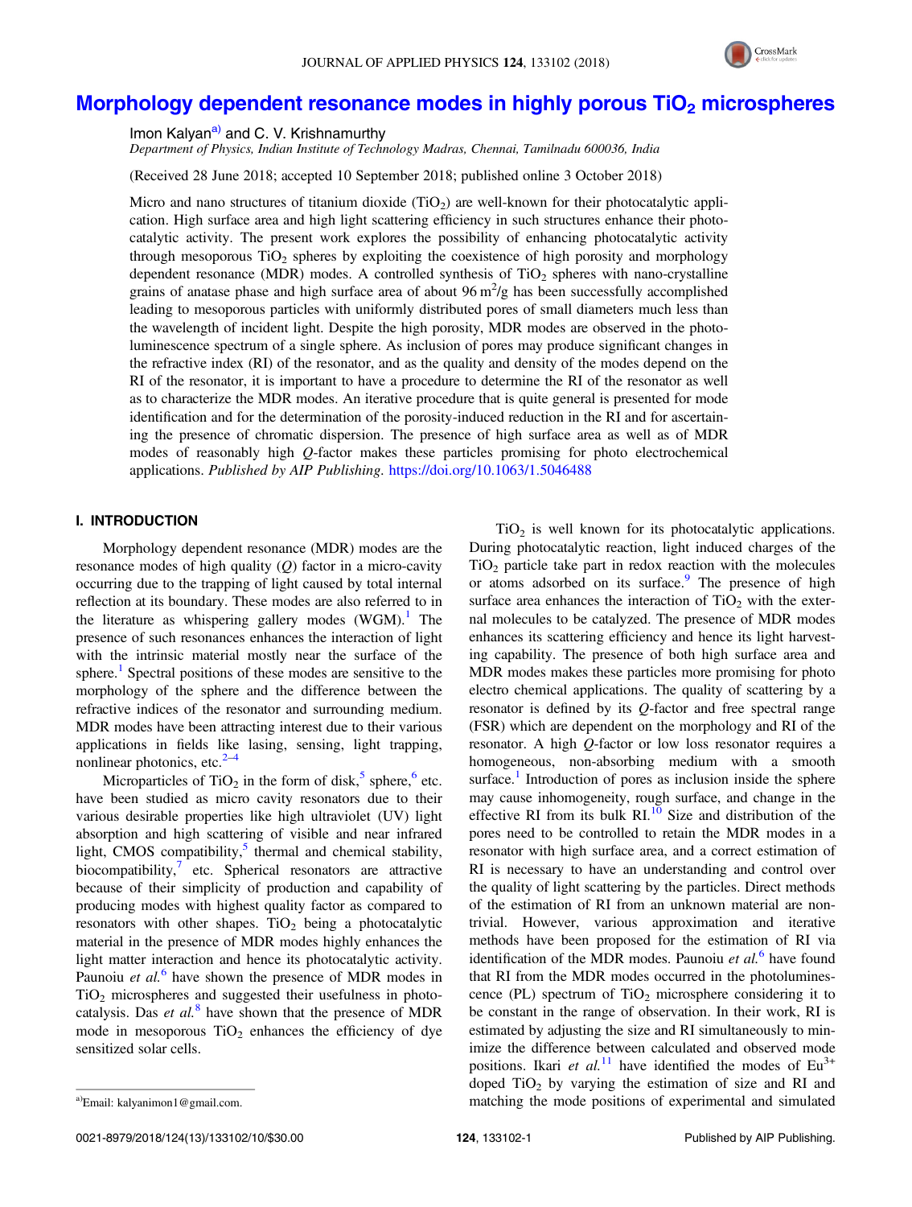# Morphology dependent resonance modes in highly porous $TiO_2$ microspheres

Imon Kalyan[a] and C. V. Krishnamurthy

*Department of Physics, Indian Institute of Technology Madras, Chennai, Tamilnadu 600036, India*

(Received 28 June 2018; accepted 10 September 2018; published online 3 October 2018)

Micro and nano structures of titanium dioxide ($TiO_2$) are well-known for their photocatalytic application. High surface area and high light scattering efficiency in such structures enhance their photocatalytic activity. The present work explores the possibility of enhancing photocatalytic activity through mesoporous $TiO_2$ spheres by exploiting the coexistence of high porosity and morphology dependent resonance (MDR) modes. A controlled synthesis of $TiO_2$ spheres with nano-crystalline grains of anatase phase and high surface area of about 96 $m^2$/g has been successfully accomplished leading to mesoporous particles with uniformly distributed pores of small diameters much less than the wavelength of incident light. Despite the high porosity, MDR modes are observed in the photoluminescence spectrum of a single sphere. As inclusion of pores may produce significant changes in the refractive index (RI) of the resonator, and as the quality and density of the modes depend on the RI of the resonator, it is important to have a procedure to determine the RI of the resonator as well as to characterize the MDR modes. An iterative procedure that is quite general is presented for mode identification and for the determination of the porosity-induced reduction in the RI and for ascertaining the presence of chromatic dispersion. The presence of high surface area as well as of MDR modes of reasonably high *Q*-factor makes these particles promising for photo electrochemical applications. *Published by AIP Publishing.* https://doi.org/10.1063/1.5046488

## I. INTRODUCTION

Morphology dependent resonance (MDR) modes are the resonance modes of high quality (*Q*) factor in a micro-cavity occurring due to the trapping of light caused by total internal reflection at its boundary. These modes are also referred to in the literature as whispering gallery modes (WGM).[1] The presence of such resonances enhances the interaction of light with the intrinsic material mostly near the surface of the sphere.[1] Spectral positions of these modes are sensitive to the morphology of the sphere and the difference between the refractive indices of the resonator and surrounding medium. MDR modes have been attracting interest due to their various applications in fields like lasing, sensing, light trapping, nonlinear photonics, etc.[2–4]

Microparticles of $TiO_2$ in the form of disk,[5] sphere,[6] etc. have been studied as micro cavity resonators due to their various desirable properties like high ultraviolet (UV) light absorption and high scattering of visible and near infrared light, CMOS compatibility,[5] thermal and chemical stability, biocompatibility,[7] etc. Spherical resonators are attractive because of their simplicity of production and capability of producing modes with highest quality factor as compared to resonators with other shapes. $TiO_2$ being a photocatalytic material in the presence of MDR modes highly enhances the light matter interaction and hence its photocatalytic activity. Paunoiu *et al.*[6] have shown the presence of MDR modes in $TiO_2$ microspheres and suggested their usefulness in photocatalysis. Das *et al.*[8] have shown that the presence of MDR mode in mesoporous $TiO_2$ enhances the efficiency of dye sensitized solar cells.

$TiO_2$ is well known for its photocatalytic applications. During photocatalytic reaction, light induced charges of the $TiO_2$ particle take part in redox reaction with the molecules or atoms adsorbed on its surface.[9] The presence of high surface area enhances the interaction of $TiO_2$ with the external molecules to be catalyzed. The presence of MDR modes enhances its scattering efficiency and hence its light harvesting capability. The presence of both high surface area and MDR modes makes these particles more promising for photo electro chemical applications. The quality of scattering by a resonator is defined by its *Q*-factor and free spectral range (FSR) which are dependent on the morphology and RI of the resonator. A high *Q*-factor or low loss resonator requires a homogeneous, non-absorbing medium with a smooth surface.[1] Introduction of pores as inclusion inside the sphere may cause inhomogeneity, rough surface, and change in the effective RI from its bulk RI.[10] Size and distribution of the pores need to be controlled to retain the MDR modes in a resonator with high surface area, and a correct estimation of RI is necessary to have an understanding and control over the quality of light scattering by the particles. Direct methods of the estimation of RI from an unknown material are nontrivial. However, various approximation and iterative methods have been proposed for the estimation of RI via identification of the MDR modes. Paunoiu *et al.*[6] have found that RI from the MDR modes occurred in the photoluminescence (PL) spectrum of $TiO_2$ microsphere considering it to be constant in the range of observation. In their work, RI is estimated by adjusting the size and RI simultaneously to minimize the difference between calculated and observed mode positions. Ikari *et al.*[11] have identified the modes of $Eu^{3+}$ doped $TiO_2$ by varying the estimation of size and RI and matching the mode positions of experimental and simulated

[a]Email: kalyanimon1@gmail.com.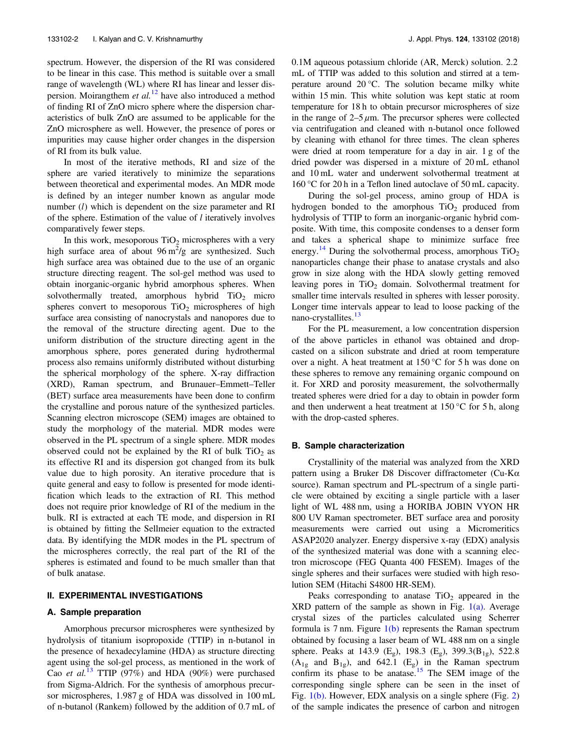spectrum. However, the dispersion of the RI was considered to be linear in this case. This method is suitable over a small range of wavelength (WL) where RI has linear and lesser dispersion. Moirangthem *et al.*[12] have also introduced a method of finding RI of ZnO micro sphere where the dispersion characteristics of bulk ZnO are assumed to be applicable for the ZnO microsphere as well. However, the presence of pores or impurities may cause higher order changes in the dispersion of RI from its bulk value.

In most of the iterative methods, RI and size of the sphere are varied iteratively to minimize the separations between theoretical and experimental modes. An MDR mode is defined by an integer number known as angular mode number ($l$) which is dependent on the size parameter and RI of the sphere. Estimation of the value of $l$ iteratively involves comparatively fewer steps.

In this work, mesoporous $TiO_2$ microspheres with a very high surface area of about $96\,m^2/g$ are synthesized. Such high surface area was obtained due to the use of an organic structure directing reagent. The sol-gel method was used to obtain inorganic-organic hybrid amorphous spheres. When solvothermally treated, amorphous hybrid $TiO_2$ micro spheres convert to mesoporous $TiO_2$ microspheres of high surface area consisting of nanocrystals and nanopores due to the removal of the structure directing agent. Due to the uniform distribution of the structure directing agent in the amorphous sphere, pores generated during hydrothermal process also remains uniformly distributed without disturbing the spherical morphology of the sphere. X-ray diffraction (XRD), Raman spectrum, and Brunauer–Emmett–Teller (BET) surface area measurements have been done to confirm the crystalline and porous nature of the synthesized particles. Scanning electron microscope (SEM) images are obtained to study the morphology of the material. MDR modes were observed in the PL spectrum of a single sphere. MDR modes observed could not be explained by the RI of bulk $TiO_2$ as its effective RI and its dispersion got changed from its bulk value due to high porosity. An iterative procedure that is quite general and easy to follow is presented for mode identification which leads to the extraction of RI. This method does not require prior knowledge of RI of the medium in the bulk. RI is extracted at each TE mode, and dispersion in RI is obtained by fitting the Sellmeier equation to the extracted data. By identifying the MDR modes in the PL spectrum of the microspheres correctly, the real part of the RI of the spheres is estimated and found to be much smaller than that of bulk anatase.

## II. EXPERIMENTAL INVESTIGATIONS

### A. Sample preparation

Amorphous precursor microspheres were synthesized by hydrolysis of titanium isopropoxide (TTIP) in n-butanol in the presence of hexadecylamine (HDA) as structure directing agent using the sol-gel process, as mentioned in the work of Cao *et al.*[13] TTIP (97%) and HDA (90%) were purchased from Sigma-Aldrich. For the synthesis of amorphous precursor microspheres, 1.987 g of HDA was dissolved in 100 mL of n-butanol (Rankem) followed by the addition of 0.7 mL of 0.1M aqueous potassium chloride (AR, Merck) solution. 2.2 mL of TTIP was added to this solution and stirred at a temperature around 20 °C. The solution became milky white within 15 min. This white solution was kept static at room temperature for 18 h to obtain precursor microspheres of size in the range of 2–5 $\mu$m. The precursor spheres were collected via centrifugation and cleaned with n-butanol once followed by cleaning with ethanol for three times. The clean spheres were dried at room temperature for a day in air. 1 g of the dried powder was dispersed in a mixture of 20 mL ethanol and 10 mL water and underwent solvothermal treatment at 160 °C for 20 h in a Teflon lined autoclave of 50 mL capacity.

During the sol-gel process, amino group of HDA is hydrogen bonded to the amorphous $TiO_2$ produced from hydrolysis of TTIP to form an inorganic-organic hybrid composite. With time, this composite condenses to a denser form and takes a spherical shape to minimize surface free energy.[14] During the solvothermal process, amorphous $TiO_2$ nanoparticles change their phase to anatase crystals and also grow in size along with the HDA slowly getting removed leaving pores in $TiO_2$ domain. Solvothermal treatment for smaller time intervals resulted in spheres with lesser porosity. Longer time intervals appear to lead to loose packing of the nano-crystallites.[13]

For the PL measurement, a low concentration dispersion of the above particles in ethanol was obtained and drop-casted on a silicon substrate and dried at room temperature over a night. A heat treatment at 150 °C for 5 h was done on these spheres to remove any remaining organic compound on it. For XRD and porosity measurement, the solvothermally treated spheres were dried for a day to obtain in powder form and then underwent a heat treatment at 150 °C for 5 h, along with the drop-casted spheres.

### B. Sample characterization

Crystallinity of the material was analyzed from the XRD pattern using a Bruker D8 Discover diffractometer (Cu-K$\alpha$ source). Raman spectrum and PL-spectrum of a single particle were obtained by exciting a single particle with a laser light of WL 488 nm, using a HORIBA JOBIN VYON HR 800 UV Raman spectrometer. BET surface area and porosity measurements were carried out using a Micromeritics ASAP2020 analyzer. Energy dispersive x-ray (EDX) analysis of the synthesized material was done with a scanning electron microscope (FEG Quanta 400 FESEM). Images of the single spheres and their surfaces were studied with high resolution SEM (Hitachi S4800 HR-SEM).

Peaks corresponding to anatase $TiO_2$ appeared in the XRD pattern of the sample as shown in Fig. 1(a). Average crystal sizes of the particles calculated using Scherrer formula is 7 nm. Figure 1(b) represents the Raman spectrum obtained by focusing a laser beam of WL 488 nm on a single sphere. Peaks at 143.9 ($E_g$), 198.3 ($E_g$), 399.3($B_{1g}$), 522.8 ($A_{1g}$ and $B_{1g}$), and 642.1 ($E_g$) in the Raman spectrum confirm its phase to be anatase.[15] The SEM image of the corresponding single sphere can be seen in the inset of Fig. 1(b). However, EDX analysis on a single sphere (Fig. 2) of the sample indicates the presence of carbon and nitrogen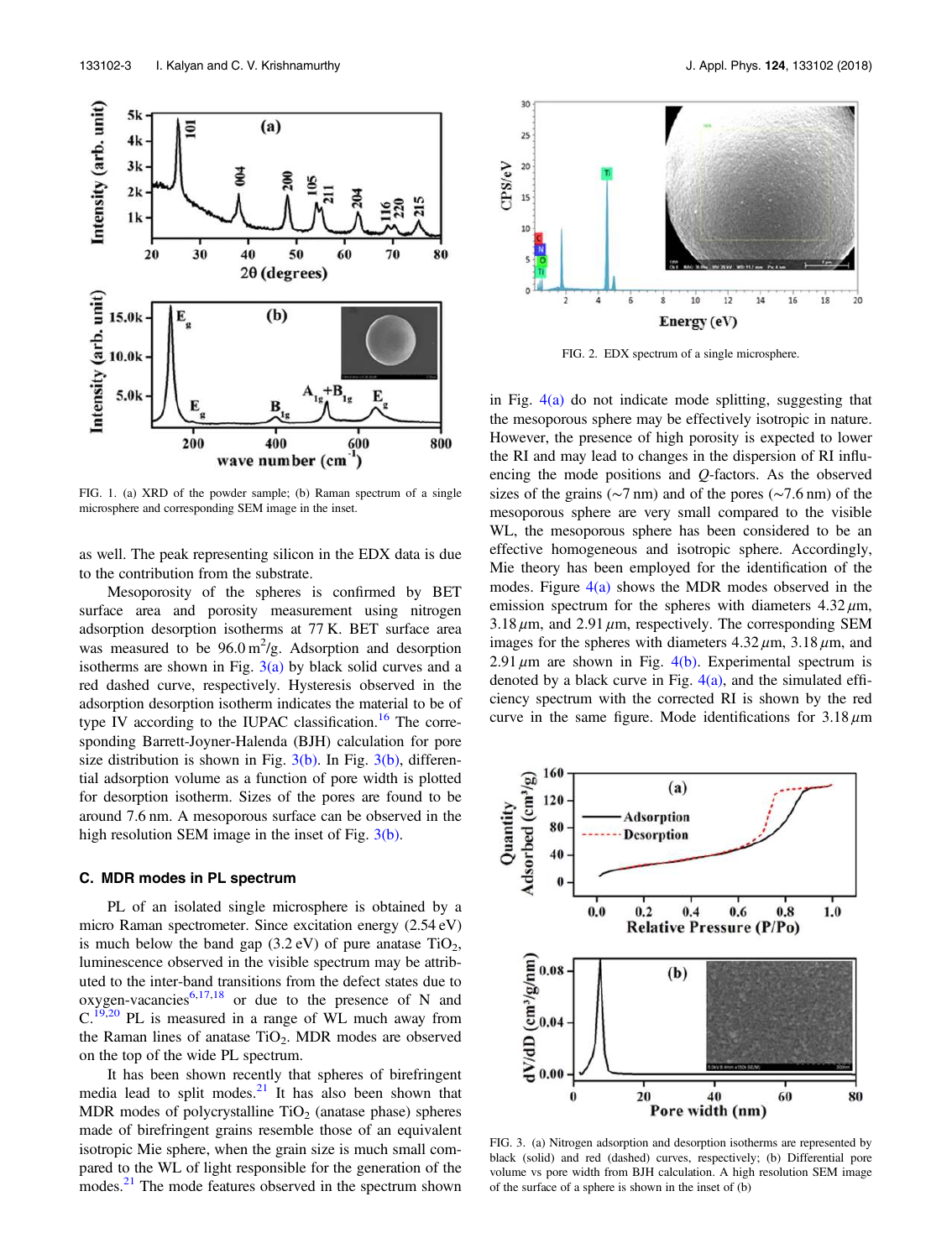FIG. 1. (a) XRD of the powder sample; (b) Raman spectrum of a single microsphere and corresponding SEM image in the inset.

as well. The peak representing silicon in the EDX data is due to the contribution from the substrate.

Mesoporosity of the spheres is confirmed by BET surface area and porosity measurement using nitrogen adsorption desorption isotherms at 77 K. BET surface area was measured to be $96.0\,m^2/g$. Adsorption and desorption isotherms are shown in Fig. 3(a) by black solid curves and a red dashed curve, respectively. Hysteresis observed in the adsorption desorption isotherm indicates the material to be of type IV according to the IUPAC classification.[16] The corresponding Barrett-Joyner-Halenda (BJH) calculation for pore size distribution is shown in Fig. 3(b). In Fig. 3(b), differential adsorption volume as a function of pore width is plotted for desorption isotherm. Sizes of the pores are found to be around 7.6 nm. A mesoporous surface can be observed in the high resolution SEM image in the inset of Fig. 3(b).

### C. MDR modes in PL spectrum

PL of an isolated single microsphere is obtained by a micro Raman spectrometer. Since excitation energy (2.54 eV) is much below the band gap (3.2 eV) of pure anatase $TiO_2$, luminescence observed in the visible spectrum may be attributed to the inter-band transitions from the defect states due to oxygen-vacancies[6,17,18] or due to the presence of N and C.[19,20] PL is measured in a range of WL much away from the Raman lines of anatase $TiO_2$. MDR modes are observed on the top of the wide PL spectrum.

It has been shown recently that spheres of birefringent media lead to split modes.[21] It has also been shown that MDR modes of polycrystalline $TiO_2$ (anatase phase) spheres made of birefringent grains resemble those of an equivalent isotropic Mie sphere, when the grain size is much small compared to the WL of light responsible for the generation of the modes.[21] The mode features observed in the spectrum shown in Fig. 4(a) do not indicate mode splitting, suggesting that the mesoporous sphere may be effectively isotropic in nature. However, the presence of high porosity is expected to lower the RI and may lead to changes in the dispersion of RI influencing the mode positions and $Q$-factors. As the observed sizes of the grains (~7 nm) and of the pores (~7.6 nm) of the mesoporous sphere are very small compared to the visible WL, the mesoporous sphere has been considered to be an effective homogeneous and isotropic sphere. Accordingly, Mie theory has been employed for the identification of the modes. Figure 4(a) shows the MDR modes observed in the emission spectrum for the spheres with diameters $4.32\,\mu m$, $3.18\,\mu m$, and $2.91\,\mu m$, respectively. The corresponding SEM images for the spheres with diameters $4.32\,\mu m$, $3.18\,\mu m$, and $2.91\,\mu m$ are shown in Fig. 4(b). Experimental spectrum is denoted by a black curve in Fig. 4(a), and the simulated efficiency spectrum with the corrected RI is shown by the red curve in the same figure. Mode identifications for $3.18\,\mu m$

FIG. 2. EDX spectrum of a single microsphere.

FIG. 3. (a) Nitrogen adsorption and desorption isotherms are represented by black (solid) and red (dashed) curves, respectively; (b) Differential pore volume vs pore width from BJH calculation. A high resolution SEM image of the surface of a sphere is shown in the inset of (b)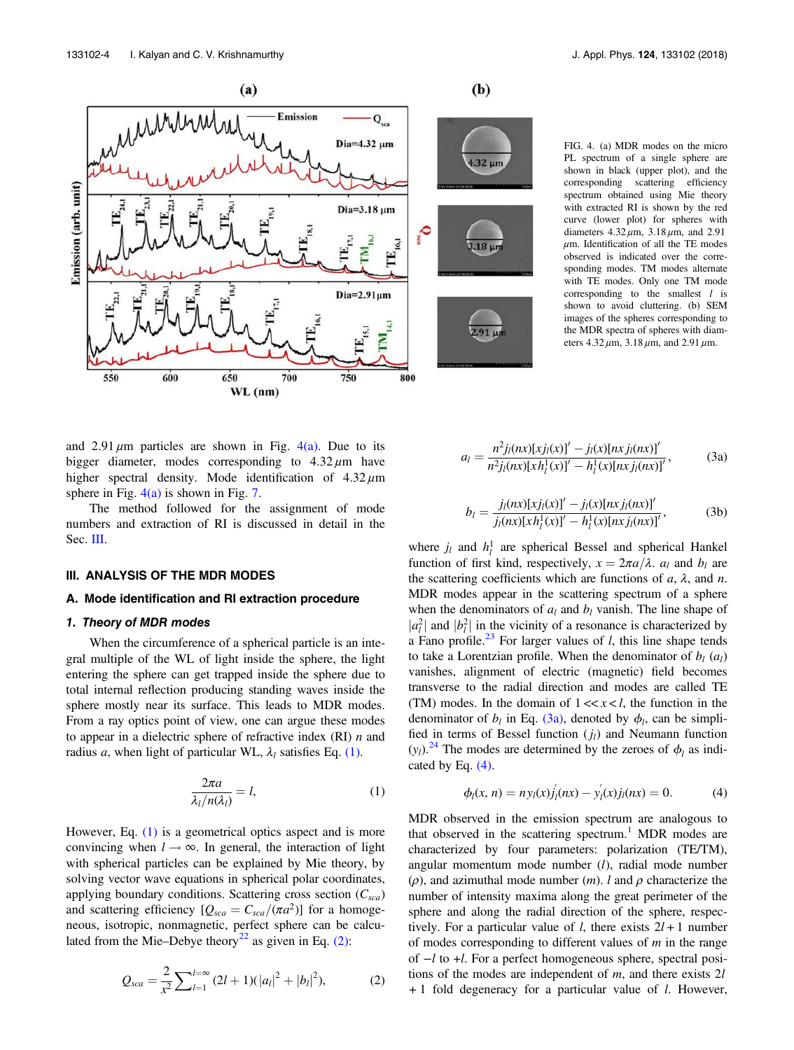FIG. 4. (a) MDR modes on the micro PL spectrum of a single sphere are shown in black (upper plot), and the corresponding scattering efficiency spectrum obtained using Mie theory with extracted RI is shown by the red curve (lower plot) for spheres with diameters 4.32 $\mu$m, 3.18 $\mu$m, and 2.91 $\mu$m. Identification of all the TE modes observed is indicated over the corresponding modes. TM modes alternate with TE modes. Only one TM mode corresponding to the smallest $l$ is shown to avoid cluttering. (b) SEM images of the spheres corresponding to the MDR spectra of spheres with diameters 4.32 $\mu$m, 3.18 $\mu$m, and 2.91 $\mu$m.

and 2.91 $\mu$m particles are shown in Fig. 4(a). Due to its bigger diameter, modes corresponding to 4.32 $\mu$m have higher spectral density. Mode identification of 4.32 $\mu$m sphere in Fig. 4(a) is shown in Fig. 7.

The method followed for the assignment of mode numbers and extraction of RI is discussed in detail in the Sec. III.

## III. ANALYSIS OF THE MDR MODES

### A. Mode identification and RI extraction procedure

#### 1. Theory of MDR modes

When the circumference of a spherical particle is an integral multiple of the WL of light inside the sphere, the light entering the sphere can get trapped inside the sphere due to total internal reflection producing standing waves inside the sphere mostly near its surface. This leads to MDR modes. From a ray optics point of view, one can argue these modes to appear in a dielectric sphere of refractive index (RI) $n$ and radius $a$, when light of particular WL, $\lambda_l$ satisfies Eq. (1).

$$\frac{2\pi a}{\lambda_l/n(\lambda_l)} = l, \tag{1}$$

However, Eq. (1) is a geometrical optics aspect and is more convincing when $l \to \infty$. In general, the interaction of light with spherical particles can be explained by Mie theory, by solving vector wave equations in spherical polar coordinates, applying boundary conditions. Scattering cross section ($C_{sca}$) and scattering efficiency [$Q_{sca} = C_{sca}/(\pi a^2)$] for a homogeneous, isotropic, nonmagnetic, perfect sphere can be calculated from the Mie–Debye theory[22] as given in Eq. (2):

$$Q_{sca} = \frac{2}{x^2}\sum_{l=1}^{l=\infty}(2l+1)(|a_l|^2 + |b_l|^2), \tag{2}$$

$$a_l = \frac{n^2 j_l(nx)[xj_l(x)]' - j_l(x)[nx\, j_l(nx)]'}{n^2 j_l(nx)[xh_l^1(x)]' - h_l^1(x)[nx\, j_l(nx)]'}, \tag{3a}$$

$$b_l = \frac{j_l(nx)[xj_l(x)]' - j_l(x)[nx\, j_l(nx)]'}{j_l(nx)[xh_l^1(x)]' - h_l^1(x)[nx\, j_l(nx)]'}, \tag{3b}$$

where $j_l$ and $h_l^1$ are spherical Bessel and spherical Hankel function of first kind, respectively, $x = 2\pi a/\lambda$. $a_l$ and $b_l$ are the scattering coefficients which are functions of $a$, $\lambda$, and $n$. MDR modes appear in the scattering spectrum of a sphere when the denominators of $a_l$ and $b_l$ vanish. The line shape of $|a_l^2|$ and $|b_l^2|$ in the vicinity of a resonance is characterized by a Fano profile.[23] For larger values of $l$, this line shape tends to take a Lorentzian profile. When the denominator of $b_l$ ($a_l$) vanishes, alignment of electric (magnetic) field becomes transverse to the radial direction and modes are called TE (TM) modes. In the domain of $1 << x < l$, the function in the denominator of $b_l$ in Eq. (3a), denoted by $\phi_l$, can be simplified in terms of Bessel function ($j_l$) and Neumann function ($y_l$).[24] The modes are determined by the zeroes of $\phi_l$ as indicated by Eq. (4).

$$\phi_l(x, n) = n\, y_l(x) j_l'(nx) - y_l'(x) j_l(nx) = 0. \tag{4}$$

MDR observed in the emission spectrum are analogous to that observed in the scattering spectrum.[1] MDR modes are characterized by four parameters: polarization (TE/TM), angular momentum mode number ($l$), radial mode number ($\rho$), and azimuthal mode number ($m$). $l$ and $\rho$ characterize the number of intensity maxima along the great perimeter of the sphere and along the radial direction of the sphere, respectively. For a particular value of $l$, there exists $2l+1$ number of modes corresponding to different values of $m$ in the range of $-l$ to $+l$. For a perfect homogeneous sphere, spectral positions of the modes are independent of $m$, and there exists $2l + 1$ fold degeneracy for a particular value of $l$. However,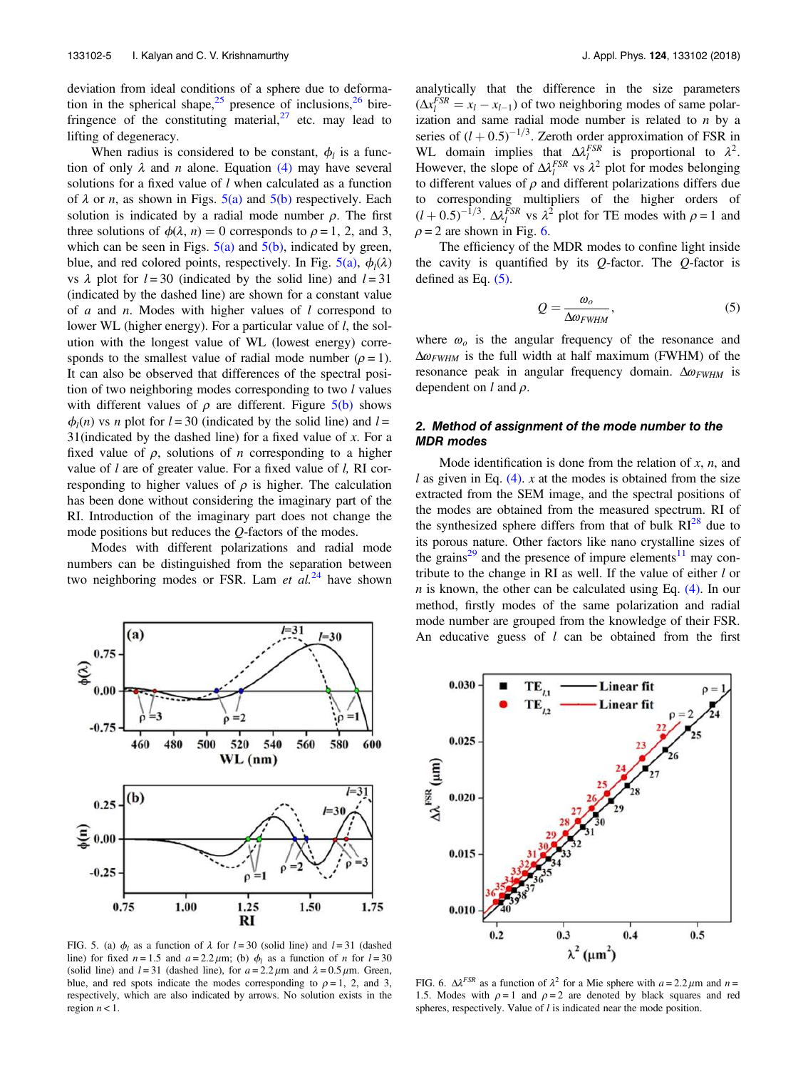deviation from ideal conditions of a sphere due to deformation in the spherical shape,[25] presence of inclusions,[26] birefringence of the constituting material,[27] etc. may lead to lifting of degeneracy.

When radius is considered to be constant, $\phi_l$ is a function of only $\lambda$ and $n$ alone. Equation (4) may have several solutions for a fixed value of $l$ when calculated as a function of $\lambda$ or $n$, as shown in Figs. 5(a) and 5(b) respectively. Each solution is indicated by a radial mode number $\rho$. The first three solutions of $\phi(\lambda, n) = 0$ corresponds to $\rho = 1$, 2, and 3, which can be seen in Figs. 5(a) and 5(b), indicated by green, blue, and red colored points, respectively. In Fig. 5(a), $\phi_l(\lambda)$ vs $\lambda$ plot for $l = 30$ (indicated by the solid line) and $l = 31$ (indicated by the dashed line) are shown for a constant value of $a$ and $n$. Modes with higher values of $l$ correspond to lower WL (higher energy). For a particular value of $l$, the solution with the longest value of WL (lowest energy) corresponds to the smallest value of radial mode number ($\rho = 1$). It can also be observed that differences of the spectral position of two neighboring modes corresponding to two $l$ values with different values of $\rho$ are different. Figure 5(b) shows $\phi_l(n)$ vs $n$ plot for $l = 30$ (indicated by the solid line) and $l = 31$(indicated by the dashed line) for a fixed value of $x$. For a fixed value of $\rho$, solutions of $n$ corresponding to a higher value of $l$ are of greater value. For a fixed value of $l$, RI corresponding to higher values of $\rho$ is higher. The calculation has been done without considering the imaginary part of the RI. Introduction of the imaginary part does not change the mode positions but reduces the $Q$-factors of the modes.

Modes with different polarizations and radial mode numbers can be distinguished from the separation between two neighboring modes or FSR. Lam *et al.*[24] have shown analytically that the difference in the size parameters ($\Delta x_l^{FSR} = x_l - x_{l-1}$) of two neighboring modes of same polarization and same radial mode number is related to $n$ by a series of $(l + 0.5)^{-1/3}$. Zeroth order approximation of FSR in WL domain implies that $\Delta\lambda_l^{FSR}$ is proportional to $\lambda^2$. However, the slope of $\Delta\lambda_l^{FSR}$ vs $\lambda^2$ plot for modes belonging to different values of $\rho$ and different polarizations differs due to corresponding multipliers of the higher orders of $(l + 0.5)^{-1/3}$. $\Delta\lambda_l^{FSR}$ vs $\lambda^2$ plot for TE modes with $\rho = 1$ and $\rho = 2$ are shown in Fig. 6.

FIG. 5. (a) $\phi_l$ as a function of $\lambda$ for $l = 30$ (solid line) and $l = 31$ (dashed line) for fixed $n = 1.5$ and $a = 2.2\,\mu$m; (b) $\phi_l$ as a function of $n$ for $l = 30$ (solid line) and $l = 31$ (dashed line), for $a = 2.2\,\mu$m and $\lambda = 0.5\,\mu$m. Green, blue, and red spots indicate the modes corresponding to $\rho = 1$, 2, and 3, respectively, which are also indicated by arrows. No solution exists in the region $n < 1$.

The efficiency of the MDR modes to confine light inside the cavity is quantified by its $Q$-factor. The $Q$-factor is defined as Eq. (5).

$$Q = \frac{\omega_o}{\Delta\omega_{FWHM}}, \tag{5}$$

where $\omega_o$ is the angular frequency of the resonance and $\Delta\omega_{FWHM}$ is the full width at half maximum (FWHM) of the resonance peak in angular frequency domain. $\Delta\omega_{FWHM}$ is dependent on $l$ and $\rho$.

### 2. Method of assignment of the mode number to the MDR modes

Mode identification is done from the relation of $x$, $n$, and $l$ as given in Eq. (4). $x$ at the modes is obtained from the size extracted from the SEM image, and the spectral positions of the modes are obtained from the measured spectrum. RI of the synthesized sphere differs from that of bulk RI[28] due to its porous nature. Other factors like nano crystalline sizes of the grains[29] and the presence of impure elements[11] may contribute to the change in RI as well. If the value of either $l$ or $n$ is known, the other can be calculated using Eq. (4). In our method, firstly modes of the same polarization and radial mode number are grouped from the knowledge of their FSR. An educative guess of $l$ can be obtained from the first

FIG. 6. $\Delta\lambda_l^{FSR}$ as a function of $\lambda^2$ for a Mie sphere with $a = 2.2\,\mu$m and $n = 1.5$. Modes with $\rho = 1$ and $\rho = 2$ are denoted by black squares and red spheres, respectively. Value of $l$ is indicated near the mode position.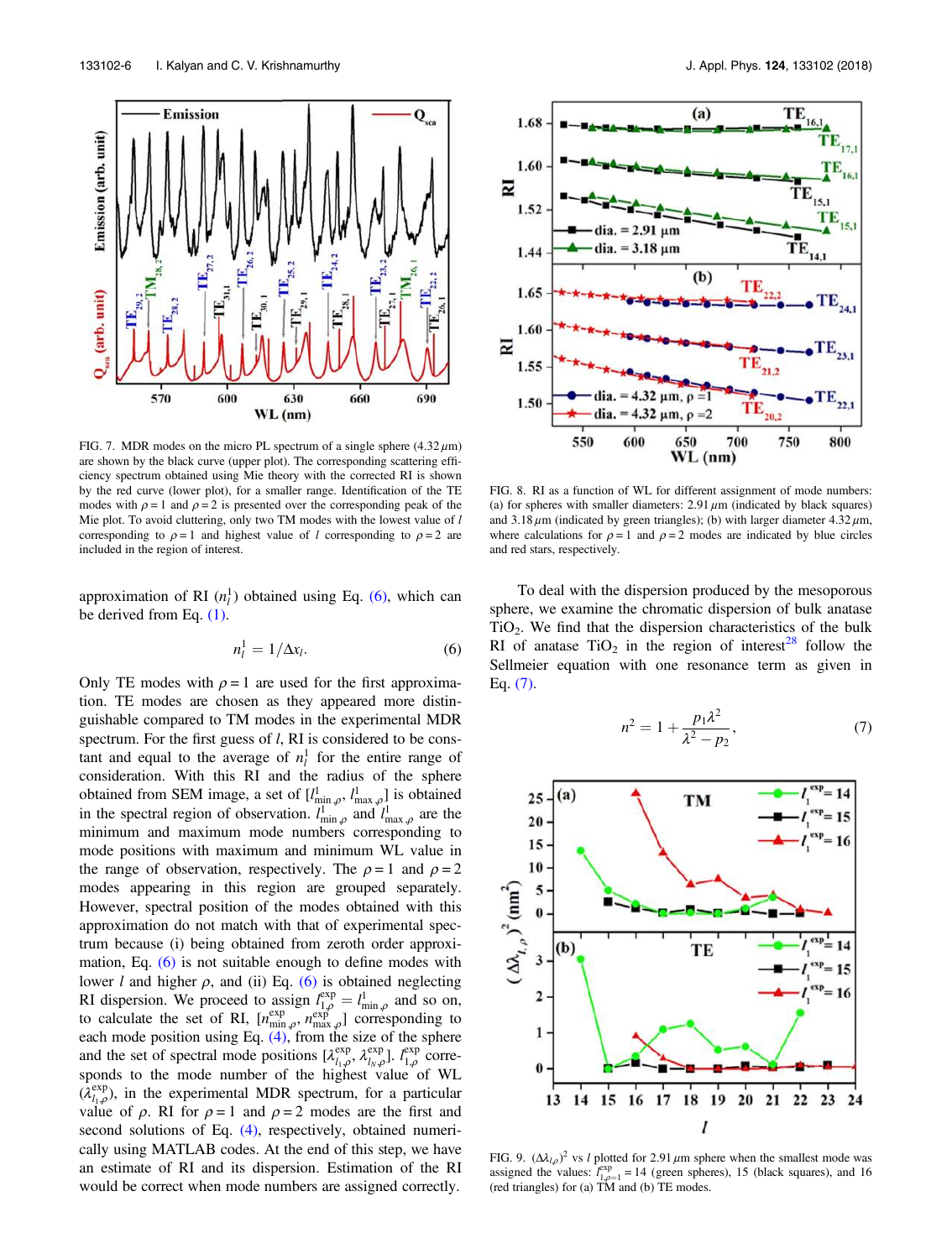FIG. 7. MDR modes on the micro PL spectrum of a single sphere (4.32 $\mu$m) are shown by the black curve (upper plot). The corresponding scattering efficiency spectrum obtained using Mie theory with the corrected RI is shown by the red curve (lower plot), for a smaller range. Identification of the TE modes with $\rho = 1$ and $\rho = 2$ is presented over the corresponding peak of the Mie plot. To avoid cluttering, only two TM modes with the lowest value of $l$ corresponding to $\rho = 1$ and highest value of $l$ corresponding to $\rho = 2$ are included in the region of interest.

approximation of RI ($n_l^1$) obtained using Eq. (6), which can be derived from Eq. (1).

$$n_l^1 = 1/\Delta x_l. \tag{6}$$

Only TE modes with $\rho = 1$ are used for the first approximation. TE modes are chosen as they appeared more distinguishable compared to TM modes in the experimental MDR spectrum. For the first guess of $l$, RI is considered to be constant and equal to the average of $n_l^1$ for the entire range of consideration. With this RI and the radius of the sphere obtained from SEM image, a set of $[l^1_{\min,\rho}, l^1_{\max,\rho}]$ is obtained in the spectral region of observation. $l^1_{\min,\rho}$ and $l^1_{\max,\rho}$ are the minimum and maximum mode numbers corresponding to mode positions with maximum and minimum WL value in the range of observation, respectively. The $\rho = 1$ and $\rho = 2$ modes appearing in this region are grouped separately. However, spectral position of the modes obtained with this approximation do not match with that of experimental spectrum because (i) being obtained from zeroth order approximation, Eq. (6) is not suitable enough to define modes with lower $l$ and higher $\rho$, and (ii) Eq. (6) is obtained neglecting RI dispersion. We proceed to assign $l^{\exp}_{1,\rho} = l^1_{\min,\rho}$ and so on, to calculate the set of RI, $[n^{\exp}_{\min,\rho}, n^{\exp}_{\max,\rho}]$ corresponding to each mode position using Eq. (4), from the size of the sphere and the set of spectral mode positions $[\lambda^{\exp}_{l_1,\rho}, \lambda^{\exp}_{l_N,\rho}]$. $l^{\exp}_{1,\rho}$ corresponds to the mode number of the highest value of WL ($\lambda^{\exp}_{l_1,\rho}$), in the experimental MDR spectrum, for a particular value of $\rho$. RI for $\rho = 1$ and $\rho = 2$ modes are the first and second solutions of Eq. (4), respectively, obtained numerically using MATLAB codes. At the end of this step, we have an estimate of RI and its dispersion. Estimation of the RI would be correct when mode numbers are assigned correctly.

FIG. 8. RI as a function of WL for different assignment of mode numbers: (a) for spheres with smaller diameters: 2.91 $\mu$m (indicated by black squares) and 3.18 $\mu$m (indicated by green triangles); (b) with larger diameter 4.32 $\mu$m, where calculations for $\rho = 1$ and $\rho = 2$ modes are indicated by blue circles and red stars, respectively.

To deal with the dispersion produced by the mesoporous sphere, we examine the chromatic dispersion of bulk anatase $TiO_2$. We find that the dispersion characteristics of the bulk RI of anatase $TiO_2$ in the region of interest[28] follow the Sellmeier equation with one resonance term as given in Eq. (7).

$$n^2 = 1 + \frac{p_1 \lambda^2}{\lambda^2 - p_2}, \tag{7}$$

FIG. 9. $(\Delta\lambda_{l,\rho})^2$ vs $l$ plotted for 2.91 $\mu$m sphere when the smallest mode was assigned the values: $l^{\exp}_{1,\rho=1} = 14$ (green spheres), 15 (black squares), and 16 (red triangles) for (a) TM and (b) TE modes.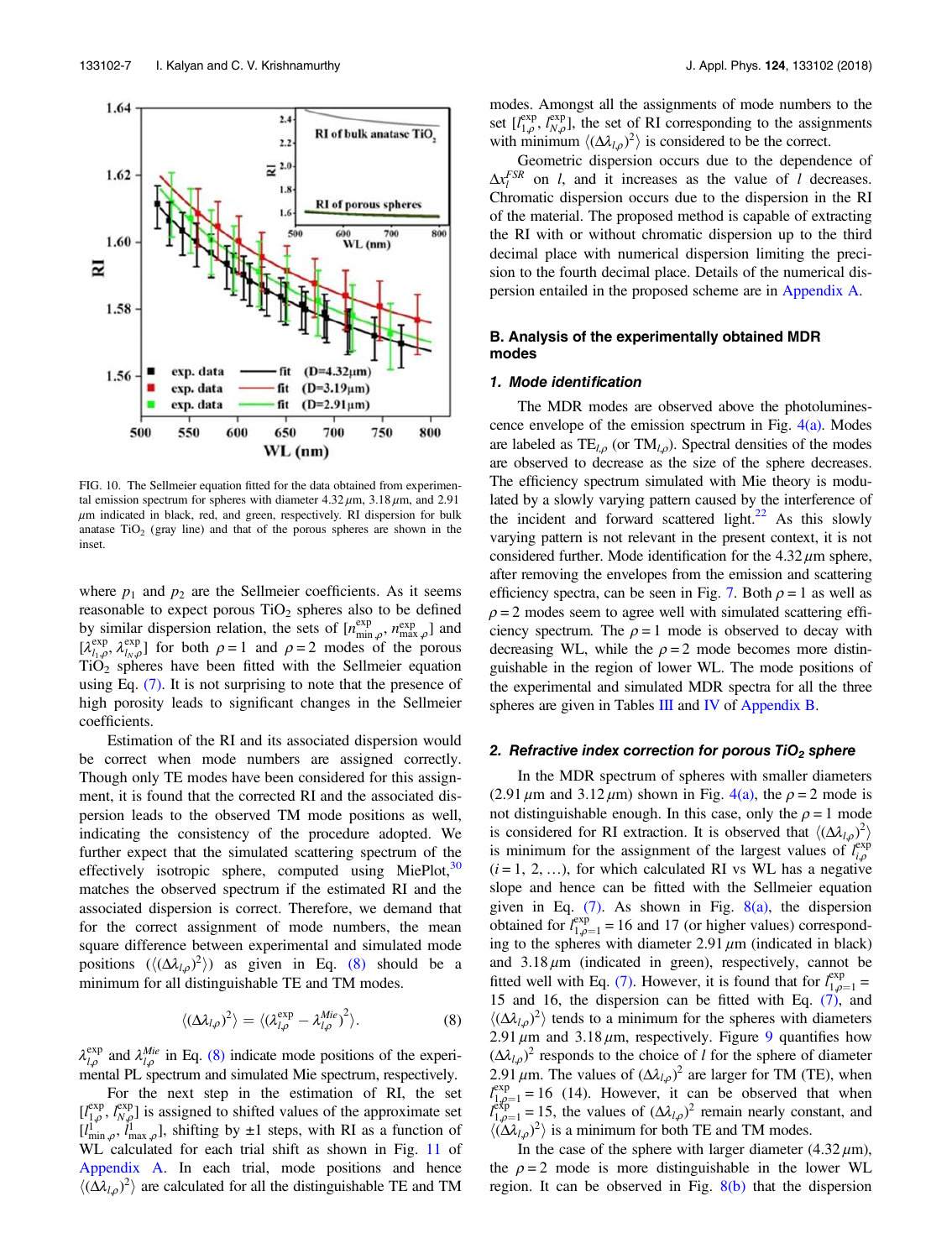FIG. 10. The Sellmeier equation fitted for the data obtained from experimental emission spectrum for spheres with diameter 4.32 $\mu$m, 3.18 $\mu$m, and 2.91 $\mu$m indicated in black, red, and green, respectively. RI dispersion for bulk anatase $TiO_2$ (gray line) and that of the porous spheres are shown in the inset.

where $p_1$ and $p_2$ are the Sellmeier coefficients. As it seems reasonable to expect porous $TiO_2$ spheres also to be defined by similar dispersion relation, the sets of $[n^{exp}_{\min,\rho}, n^{exp}_{\max,\rho}]$ and $[\lambda^{exp}_{l_1,\rho}, \lambda^{exp}_{l_N,\rho}]$ for both $\rho = 1$ and $\rho = 2$ modes of the porous $TiO_2$ spheres have been fitted with the Sellmeier equation using Eq. (7). It is not surprising to note that the presence of high porosity leads to significant changes in the Sellmeier coefficients.

Estimation of the RI and its associated dispersion would be correct when mode numbers are assigned correctly. Though only TE modes have been considered for this assignment, it is found that the corrected RI and the associated dispersion leads to the observed TM mode positions as well, indicating the consistency of the procedure adopted. We further expect that the simulated scattering spectrum of the effectively isotropic sphere, computed using MiePlot,[30] matches the observed spectrum if the estimated RI and the associated dispersion is correct. Therefore, we demand that for the correct assignment of mode numbers, the mean square difference between experimental and simulated mode positions ($\langle(\Delta\lambda_{l\rho})^2\rangle$) as given in Eq. (8) should be a minimum for all distinguishable TE and TM modes.

$$\langle(\Delta\lambda_{l\rho})^2\rangle = \langle(\lambda^{exp}_{l\rho} - \lambda^{Mie}_{l\rho})^2\rangle. \tag{8}$$

$\lambda^{exp}_{l\rho}$ and $\lambda^{Mie}_{l\rho}$ in Eq. (8) indicate mode positions of the experimental PL spectrum and simulated Mie spectrum, respectively.

For the next step in the estimation of RI, the set $[l^{exp}_{1,\rho}, l^{exp}_{N,\rho}]$ is assigned to shifted values of the approximate set $[l^{1}_{\min,\rho}, l^{1}_{\max,\rho}]$, shifting by $\pm 1$ steps, with RI as a function of WL calculated for each trial shift as shown in Fig. 11 of Appendix A. In each trial, mode positions and hence $\langle(\Delta\lambda_{l\rho})^2\rangle$ are calculated for all the distinguishable TE and TM modes. Amongst all the assignments of mode numbers to the set $[l^{exp}_{1,\rho}, l^{exp}_{N,\rho}]$, the set of RI corresponding to the assignments with minimum $\langle(\Delta\lambda_{l\rho})^2\rangle$ is considered to be the correct.

Geometric dispersion occurs due to the dependence of $\Delta x^{FSR}_l$ on $l$, and it increases as the value of $l$ decreases. Chromatic dispersion occurs due to the dispersion in the RI of the material. The proposed method is capable of extracting the RI with or without chromatic dispersion up to the third decimal place with numerical dispersion limiting the precision to the fourth decimal place. Details of the numerical dispersion entailed in the proposed scheme are in Appendix A.

## B. Analysis of the experimentally obtained MDR modes

### 1. Mode identification

The MDR modes are observed above the photoluminescence envelope of the emission spectrum in Fig. 4(a). Modes are labeled as $TE_{l,\rho}$ (or $TM_{l,\rho}$). Spectral densities of the modes are observed to decrease as the size of the sphere decreases. The efficiency spectrum simulated with Mie theory is modulated by a slowly varying pattern caused by the interference of the incident and forward scattered light.[22] As this slowly varying pattern is not relevant in the present context, it is not considered further. Mode identification for the 4.32 $\mu$m sphere, after removing the envelopes from the emission and scattering efficiency spectra, can be seen in Fig. 7. Both $\rho = 1$ as well as $\rho = 2$ modes seem to agree well with simulated scattering efficiency spectrum. The $\rho = 1$ mode is observed to decay with decreasing WL, while the $\rho = 2$ mode becomes more distinguishable in the region of lower WL. The mode positions of the experimental and simulated MDR spectra for all the three spheres are given in Tables III and IV of Appendix B.

### 2. Refractive index correction for porous $TiO_2$ sphere

In the MDR spectrum of spheres with smaller diameters (2.91 $\mu$m and 3.12 $\mu$m) shown in Fig. 4(a), the $\rho = 2$ mode is not distinguishable enough. In this case, only the $\rho = 1$ mode is considered for RI extraction. It is observed that $\langle(\Delta\lambda_{l\rho})^2\rangle$ is minimum for the assignment for the largest values of $l^{exp}_{i,\rho}$ ($i = 1, 2, \ldots$), for which calculated RI vs WL has a negative slope and hence can be fitted with the Sellmeier equation given in Eq. (7). As shown in Fig. 8(a), the dispersion obtained for $l^{exp}_{1,\rho=1} = 16$ and 17 (or higher values) corresponding to the spheres with diameter 2.91 $\mu$m (indicated in black) and 3.18 $\mu$m (indicated in green), respectively, cannot be fitted well with Eq. (7). However, it is found that for $l^{exp}_{1,\rho=1} = 15$ and 16, the dispersion can be fitted with Eq. (7), and $\langle(\Delta\lambda_{l\rho})^2\rangle$ tends to a minimum for the spheres with diameters 2.91 $\mu$m and 3.18 $\mu$m, respectively. Figure 9 quantifies how $(\Delta\lambda_{l\rho})^2$ responds to the choice of $l$ for the sphere of diameter 2.91 $\mu$m. The values of $(\Delta\lambda_{l\rho})^2$ are larger for TM (TE), when $l^{exp}_{1,\rho=1} = 16$ (14). However, it can be observed that when $l^{exp}_{1,\rho=1} = 15$, the values of $(\Delta\lambda_{l\rho})^2$ remain nearly constant, and $\langle(\Delta\lambda_{l\rho})^2\rangle$ is a minimum for both TE and TM modes.

In the case of the sphere with larger diameter (4.32 $\mu$m), the $\rho = 2$ mode is more distinguishable in the lower WL region. It can be observed in Fig. 8(b) that the dispersion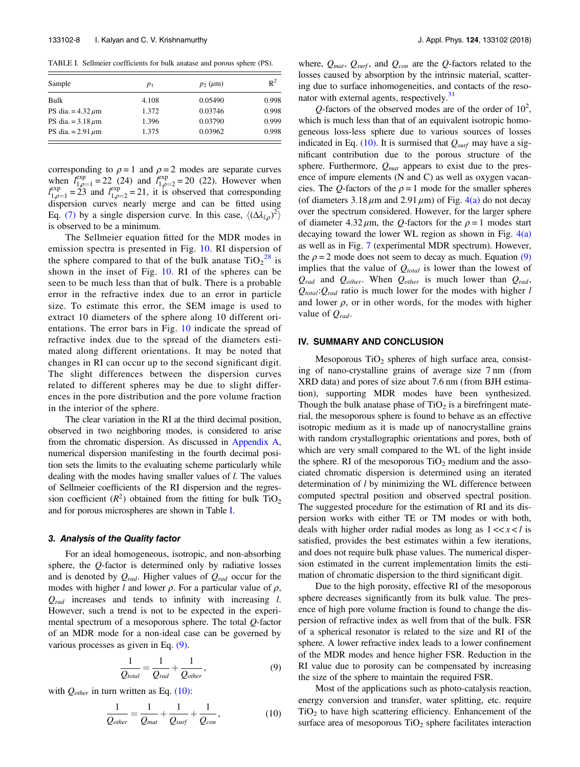TABLE I. Sellmeier coefficients for bulk anatase and porous sphere (PS).

| Sample | $p_1$ | $p_2$ ($\mu$m) | $R^2$ |
|---|---|---|---|
| Bulk | 4.108 | 0.05490 | 0.998 |
| PS dia. = 4.32 $\mu$m | 1.372 | 0.03746 | 0.998 |
| PS dia. = 3.18 $\mu$m | 1.396 | 0.03790 | 0.999 |
| PS dia. = 2.91 $\mu$m | 1.375 | 0.03962 | 0.998 |

corresponding to $\rho = 1$ and $\rho = 2$ modes are separate curves when $l^{exp}_{1,\rho=1} = 22$ (24) and $l^{exp}_{1,\rho=2} = 20$ (22). However when $l^{exp}_{1,\rho=1} = 23$ and $l^{exp}_{1,\rho=2} = 21$, it is observed that corresponding dispersion curves nearly merge and can be fitted using Eq. (7) by a single dispersion curve. In this case, $\langle(\Delta\lambda_{l,\rho})^2\rangle$ is observed to be a minimum.

The Sellmeier equation fitted for the MDR modes in emission spectra is presented in Fig. 10. RI dispersion of the sphere compared to that of the bulk anatase $TiO_2$[28] is shown in the inset of Fig. 10. RI of the spheres can be seen to be much less than that of bulk. There is a probable error in the refractive index due to an error in particle size. To estimate this error, the SEM image is used to extract 10 diameters of the sphere along 10 different orientations. The error bars in Fig. 10 indicate the spread of refractive index due to the spread of the diameters estimated along different orientations. It may be noted that changes in RI can occur up to the second significant digit. The slight differences between the dispersion curves related to different spheres may be due to slight differences in the pore distribution and the pore volume fraction in the interior of the sphere.

The clear variation in the RI at the third decimal position, observed in two neighboring modes, is considered to arise from the chromatic dispersion. As discussed in Appendix A, numerical dispersion manifesting in the fourth decimal position sets the limits to the evaluating scheme particularly while dealing with the modes having smaller values of $l$. The values of Sellmeier coefficients of the RI dispersion and the regression coefficient ($R^2$) obtained from the fitting for bulk $TiO_2$ and for porous microspheres are shown in Table I.

### 3. Analysis of the Quality factor

For an ideal homogeneous, isotropic, and non-absorbing sphere, the $Q$-factor is determined only by radiative losses and is denoted by $Q_{rad}$. Higher values of $Q_{rad}$ occur for the modes with higher $l$ and lower $\rho$. For a particular value of $\rho$, $Q_{rad}$ increases and tends to infinity with increasing $l$. However, such a trend is not to be expected in the experimental spectrum of a mesoporous sphere. The total $Q$-factor of an MDR mode for a non-ideal case can be governed by various processes as given in Eq. (9).

$$\frac{1}{Q_{total}} = \frac{1}{Q_{rad}} + \frac{1}{Q_{other}}, \tag{9}$$

with $Q_{other}$ in turn written as Eq. (10):

$$\frac{1}{Q_{other}} = \frac{1}{Q_{mat}} + \frac{1}{Q_{surf}} + \frac{1}{Q_{con}}, \tag{10}$$

where, $Q_{mat}$, $Q_{surf}$, and $Q_{con}$ are the $Q$-factors related to the losses caused by absorption by the intrinsic material, scattering due to surface inhomogeneities, and contacts of the resonator with external agents, respectively.[31]

$Q$-factors of the observed modes are of the order of $10^2$, which is much less than that of an equivalent isotropic homogeneous loss-less sphere due to various sources of losses indicated in Eq. (10). It is surmised that $Q_{surf}$ may have a significant contribution due to the porous structure of the sphere. Furthermore, $Q_{mat}$ appears to exist due to the presence of impure elements (N and C) as well as oxygen vacancies. The $Q$-factors of the $\rho = 1$ mode for the smaller spheres (of diameters 3.18 $\mu$m and 2.91 $\mu$m) of Fig. 4(a) do not decay over the spectrum considered. However, for the larger sphere of diameter 4.32 $\mu$m, the $Q$-factors for the $\rho = 1$ modes start decaying toward the lower WL region as shown in Fig. 4(a) as well as in Fig. 7 (experimental MDR spectrum). However, the $\rho = 2$ mode does not seem to decay as much. Equation (9) implies that the value of $Q_{total}$ is lower than the lowest of $Q_{rad}$ and $Q_{other}$. When $Q_{other}$ is much lower than $Q_{rad}$, $Q_{total}$:$Q_{rad}$ ratio is much lower for the modes with higher $l$ and lower $\rho$, or in other words, for the modes with higher value of $Q_{rad}$.

## IV. SUMMARY AND CONCLUSION

Mesoporous $TiO_2$ spheres of high surface area, consisting of nano-crystalline grains of average size 7 nm (from XRD data) and pores of size about 7.6 nm (from BJH estimation), supporting MDR modes have been synthesized. Though the bulk anatase phase of $TiO_2$ is a birefringent material, the mesoporous sphere is found to behave as an effective isotropic medium as it is made up of nanocrystalline grains with random crystallographic orientations and pores, both of which are very small compared to the WL of the light inside the sphere. RI of the mesoporous $TiO_2$ medium and the associated chromatic dispersion is determined using an iterated determination of $l$ by minimizing the WL difference between computed spectral position and observed spectral position. The suggested procedure for the estimation of RI and its dispersion works with either TE or TM modes or with both, deals with higher order radial modes as long as $1 << x < l$ is satisfied, provides the best estimates within a few iterations, and does not require bulk phase values. The numerical dispersion estimated in the current implementation limits the estimation of chromatic dispersion to the third significant digit.

Due to the high porosity, effective RI of the mesoporous sphere decreases significantly from its bulk value. The presence of high pore volume fraction is found to change the dispersion of refractive index as well from that of the bulk. FSR of a spherical resonator is related to the size and RI of the sphere. A lower refractive index leads to a lower confinement of the MDR modes and hence higher FSR. Reduction in the RI value due to porosity can be compensated by increasing the size of the sphere to maintain the required FSR.

Most of the applications such as photo-catalysis reaction, energy conversion and transfer, water splitting, etc. require $TiO_2$ to have high scattering efficiency. Enhancement of the surface area of mesoporous $TiO_2$ sphere facilitates interaction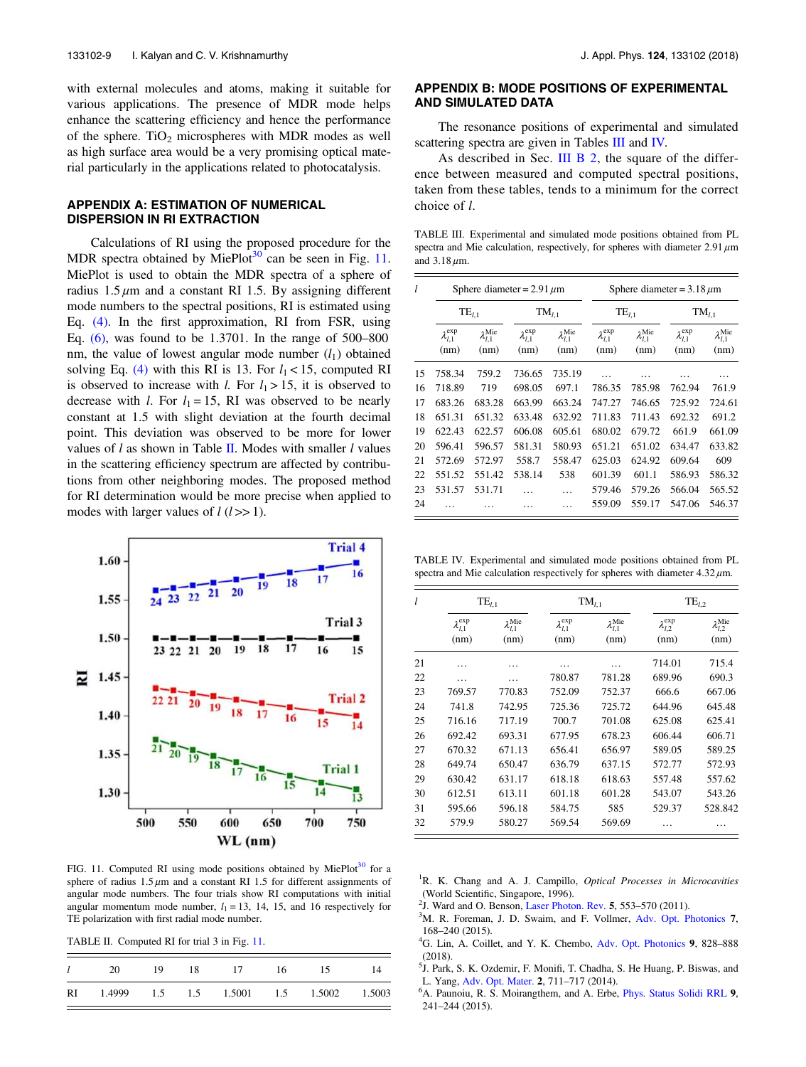with external molecules and atoms, making it suitable for various applications. The presence of MDR mode helps enhance the scattering efficiency and hence the performance of the sphere. $TiO_2$ microspheres with MDR modes as well as high surface area would be a very promising optical material particularly in the applications related to photocatalysis.

## APPENDIX A: ESTIMATION OF NUMERICAL DISPERSION IN RI EXTRACTION

Calculations of RI using the proposed procedure for the MDR spectra obtained by MiePlot[30] can be seen in Fig. 11. MiePlot is used to obtain the MDR spectra of a sphere of radius 1.5 $\mu$m and a constant RI 1.5. By assigning different mode numbers to the spectral positions, RI is estimated using Eq. (4). In the first approximation, RI from FSR, using Eq. (6), was found to be 1.3701. In the range of 500–800 nm, the value of lowest angular mode number ($l_1$) obtained solving Eq. (4) with this RI is 13. For $l_1 < 15$, computed RI is observed to increase with $l$. For $l_1 > 15$, it is observed to decrease with $l$. For $l_1 = 15$, RI was observed to be nearly constant at 1.5 with slight deviation at the fourth decimal point. This deviation was observed to be more for lower values of $l$ as shown in Table II. Modes with smaller $l$ values in the scattering efficiency spectrum are affected by contributions from other neighboring modes. The proposed method for RI determination would be more precise when applied to modes with larger values of $l$ ($l >> 1$).

FIG. 11. Computed RI using mode positions obtained by MiePlot[30] for a sphere of radius 1.5 $\mu$m and a constant RI 1.5 for different assignments of angular mode numbers. The four trials show RI computations with initial angular momentum mode number, $l_1 = 13$, 14, 15, and 16 respectively for TE polarization with first radial mode number.

TABLE II. Computed RI for trial 3 in Fig. 11.

| $l$ | 20 | 19 | 18 | 17 | 16 | 15 | 14 |
|---|---|---|---|---|---|---|---|
| RI | 1.4999 | 1.5 | 1.5 | 1.5001 | 1.5 | 1.5002 | 1.5003 |

## APPENDIX B: MODE POSITIONS OF EXPERIMENTAL AND SIMULATED DATA

The resonance positions of experimental and simulated scattering spectra are given in Tables III and IV.

As described in Sec. III B 2, the square of the difference between measured and computed spectral positions, taken from these tables, tends to a minimum for the correct choice of $l$.

TABLE III. Experimental and simulated mode positions obtained from PL spectra and Mie calculation, respectively, for spheres with diameter 2.91 $\mu$m and 3.18 $\mu$m.

| $l$ | Sphere diameter = 2.91 $\mu$m | | | | Sphere diameter = 3.18 $\mu$m | | | |
|---|---|---|---|---|---|---|---|---|
| | $TE_{l,1}$ | | $TM_{l,1}$ | | $TE_{l,1}$ | | $TM_{l,1}$ | |
| | $\lambda_{l,1}^{exp}$ (nm) | $\lambda_{l,1}^{Mie}$ (nm) | $\lambda_{l,1}^{exp}$ (nm) | $\lambda_{l,1}^{Mie}$ (nm) | $\lambda_{l,1}^{exp}$ (nm) | $\lambda_{l,1}^{Mie}$ (nm) | $\lambda_{l,1}^{exp}$ (nm) | $\lambda_{l,1}^{Mie}$ (nm) |
| 15 | 758.34 | 759.2 | 736.65 | 735.19 | … | … | … | … |
| 16 | 718.89 | 719 | 698.05 | 697.1 | 786.35 | 785.98 | 762.94 | 761.9 |
| 17 | 683.26 | 683.28 | 663.99 | 663.24 | 747.27 | 746.65 | 725.92 | 724.61 |
| 18 | 651.31 | 651.32 | 633.48 | 632.92 | 711.83 | 711.43 | 692.32 | 691.2 |
| 19 | 622.43 | 622.57 | 606.08 | 605.61 | 680.02 | 679.72 | 661.9 | 661.09 |
| 20 | 596.41 | 596.57 | 581.31 | 580.93 | 651.21 | 651.02 | 634.47 | 633.82 |
| 21 | 572.69 | 572.97 | 558.7 | 558.47 | 625.03 | 624.92 | 609.64 | 609 |
| 22 | 551.52 | 551.42 | 538.14 | 538 | 601.39 | 601.1 | 586.93 | 586.32 |
| 23 | 531.57 | 531.71 | … | … | 579.46 | 579.26 | 566.04 | 565.52 |
| 24 | … | … | … | … | 559.09 | 559.17 | 547.06 | 546.37 |

TABLE IV. Experimental and simulated mode positions obtained from PL spectra and Mie calculation respectively for spheres with diameter 4.32 $\mu$m.

| $l$ | $TE_{l,1}$ | | $TM_{l,1}$ | | $TE_{l,2}$ | |
|---|---|---|---|---|---|---|
| | $\lambda_{l,1}^{exp}$ (nm) | $\lambda_{l,1}^{Mie}$ (nm) | $\lambda_{l,1}^{exp}$ (nm) | $\lambda_{l,1}^{Mie}$ (nm) | $\lambda_{l,2}^{exp}$ (nm) | $\lambda_{l,2}^{Mie}$ (nm) |
| 21 | … | … | … | … | 714.01 | 715.4 |
| 22 | … | … | 780.87 | 781.28 | 689.96 | 690.3 |
| 23 | 769.57 | 770.83 | 752.09 | 752.37 | 666.6 | 667.06 |
| 24 | 741.8 | 742.95 | 725.36 | 725.72 | 644.96 | 645.48 |
| 25 | 716.16 | 717.19 | 700.7 | 701.08 | 625.08 | 625.41 |
| 26 | 692.42 | 693.31 | 677.95 | 678.23 | 606.44 | 606.71 |
| 27 | 670.32 | 671.13 | 656.41 | 656.97 | 589.05 | 589.25 |
| 28 | 649.74 | 650.47 | 636.79 | 637.15 | 572.77 | 572.93 |
| 29 | 630.42 | 631.17 | 618.18 | 618.63 | 557.48 | 557.62 |
| 30 | 612.51 | 613.11 | 601.18 | 601.28 | 543.07 | 543.26 |
| 31 | 595.66 | 596.18 | 584.75 | 585 | 529.37 | 528.842 |
| 32 | 579.9 | 580.27 | 569.54 | 569.69 | … | … |

[1]R. K. Chang and A. J. Campillo, *Optical Processes in Microcavities* (World Scientific, Singapore, 1996).
[2]J. Ward and O. Benson, Laser Photon. Rev. **5**, 553–570 (2011).
[3]M. R. Foreman, J. D. Swaim, and F. Vollmer, Adv. Opt. Photonics **7**, 168–240 (2015).
[4]G. Lin, A. Coillet, and Y. K. Chembo, Adv. Opt. Photonics **9**, 828–888 (2018).
[5]J. Park, S. K. Ozdemir, F. Monifi, T. Chadha, S. He Huang, P. Biswas, and L. Yang, Adv. Opt. Mater. **2**, 711–717 (2014).
[6]A. Paunoiu, R. S. Moirangthem, and A. Erbe, Phys. Status Solidi RRL **9**, 241–244 (2015).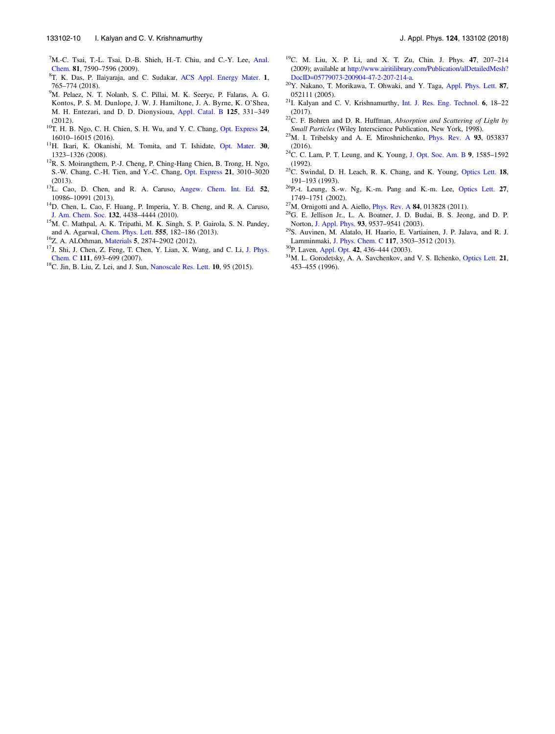[7] M.-C. Tsai, T.-L. Tsai, D.-B. Shieh, H.-T. Chiu, and C.-Y. Lee, Anal. Chem. **81**, 7590–7596 (2009).

[8] T. K. Das, P. Ilaiyaraja, and C. Sudakar, ACS Appl. Energy Mater. **1**, 765–774 (2018).

[9] M. Pelaez, N. T. Nolanb, S. C. Pillai, M. K. Seeryc, P. Falaras, A. G. Kontos, P. S. M. Dunlope, J. W. J. Hamiltone, J. A. Byrne, K. O'Shea, M. H. Entezari, and D. D. Dionysioua, Appl. Catal. B **125**, 331–349 (2012).

[10] T. H. B. Ngo, C. H. Chien, S. H. Wu, and Y. C. Chang, Opt. Express **24**, 16010–16015 (2016).

[11] H. Ikari, K. Okanishi, M. Tomita, and T. Ishidate, Opt. Mater. **30**, 1323–1326 (2008).

[12] R. S. Moirangthem, P.-J. Cheng, P. Ching-Hang Chien, B. Trong, H. Ngo, S.-W. Chang, C.-H. Tien, and Y.-C. Chang, Opt. Express **21**, 3010–3020 (2013).

[13] L. Cao, D. Chen, and R. A. Caruso, Angew. Chem. Int. Ed. **52**, 10986–10991 (2013).

[14] D. Chen, L. Cao, F. Huang, P. Imperia, Y. B. Cheng, and R. A. Caruso, J. Am. Chem. Soc. **132**, 4438–4444 (2010).

[15] M. C. Mathpal, A. K. Tripathi, M. K. Singh, S. P. Gairola, S. N. Pandey, and A. Agarwal, Chem. Phys. Lett. **555**, 182–186 (2013).

[16] Z. A. ALOthman, Materials **5**, 2874–2902 (2012).

[17] J. Shi, J. Chen, Z. Feng, T. Chen, Y. Lian, X. Wang, and C. Li, J. Phys. Chem. C **111**, 693–699 (2007).

[18] C. Jin, B. Liu, Z. Lei, and J. Sun, Nanoscale Res. Lett. **10**, 95 (2015).

[19] C. M. Liu, X. P. Li, and X. T. Zu, Chin. J. Phys. **47**, 207–214 (2009); available at http://www.airitilibrary.com/Publication/alDetailedMesh?DocID=05779073-200904-47-2-207-214-a.

[20] Y. Nakano, T. Morikawa, T. Ohwaki, and Y. Taga, Appl. Phys. Lett. **87**, 052111 (2005).

[21] I. Kalyan and C. V. Krishnamurthy, Int. J. Res. Eng. Technol. **6**, 18–22 (2017).

[22] C. F. Bohren and D. R. Huffman, *Absorption and Scattering of Light by Small Particles* (Wiley Interscience Publication, New York, 1998).

[23] M. I. Tribelsky and A. E. Miroshnichenko, Phys. Rev. A **93**, 053837 (2016).

[24] C. C. Lam, P. T. Leung, and K. Young, J. Opt. Soc. Am. B **9**, 1585–1592 (1992).

[25] C. Swindal, D. H. Leach, R. K. Chang, and K. Young, Optics Lett. **18**, 191–193 (1993).

[26] P.-t. Leung, S.-w. Ng, K.-m. Pang and K.-m. Lee, Optics Lett. **27**, 1749–1751 (2002).

[27] M. Ornigotti and A. Aiello, Phys. Rev. A **84**, 013828 (2011).

[28] G. E. Jellison Jr., L. A. Boatner, J. D. Budai, B. S. Jeong, and D. P. Norton, J. Appl. Phys. **93**, 9537–9541 (2003).

[29] S. Auvinen, M. Alatalo, H. Haario, E. Vartiainen, J. P. Jalava, and R. J. Lamminmaki, J. Phys. Chem. C **117**, 3503–3512 (2013).

[30] P. Laven, Appl. Opt. **42**, 436–444 (2003).

[31] M. L. Gorodetsky, A. A. Savchenkov, and V. S. Ilchenko, Optics Lett. **21**, 453–455 (1996).